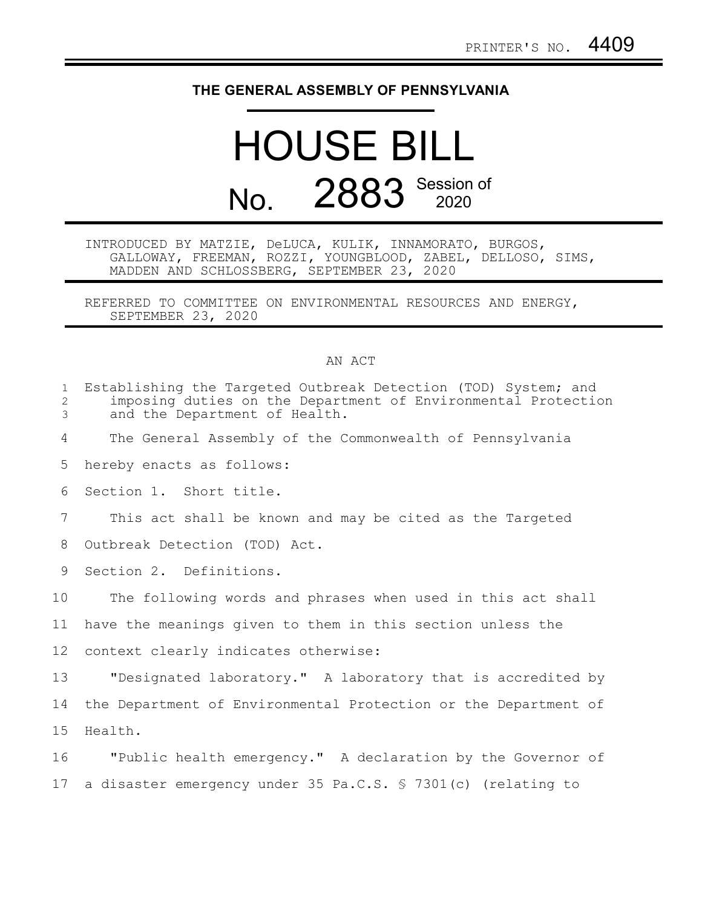PRINTER'S NO. 4409

**THE GENERAL ASSEMBLY OF PENNSYLVANIA**

# HOUSE BILL

# No. 2883 Session of 2020

INTRODUCED BY MATZIE, DeLUCA, KULIK, INNAMORATO, BURGOS, GALLOWAY, FREEMAN, ROZZI, YOUNGBLOOD, ZABEL, DELLOSO, SIMS, MADDEN AND SCHLOSSBERG, SEPTEMBER 23, 2020

REFERRED TO COMMITTEE ON ENVIRONMENTAL RESOURCES AND ENERGY, SEPTEMBER 23, 2020

AN ACT

Establishing the Targeted Outbreak Detection (TOD) System; and imposing duties on the Department of Environmental Protection and the Department of Health.

The General Assembly of the Commonwealth of Pennsylvania hereby enacts as follows:

Section 1. Short title.

This act shall be known and may be cited as the Targeted Outbreak Detection (TOD) Act.

Section 2. Definitions.

The following words and phrases when used in this act shall have the meanings given to them in this section unless the context clearly indicates otherwise:

"Designated laboratory." A laboratory that is accredited by the Department of Environmental Protection or the Department of Health.

"Public health emergency." A declaration by the Governor of a disaster emergency under 35 Pa.C.S. § 7301(c) (relating to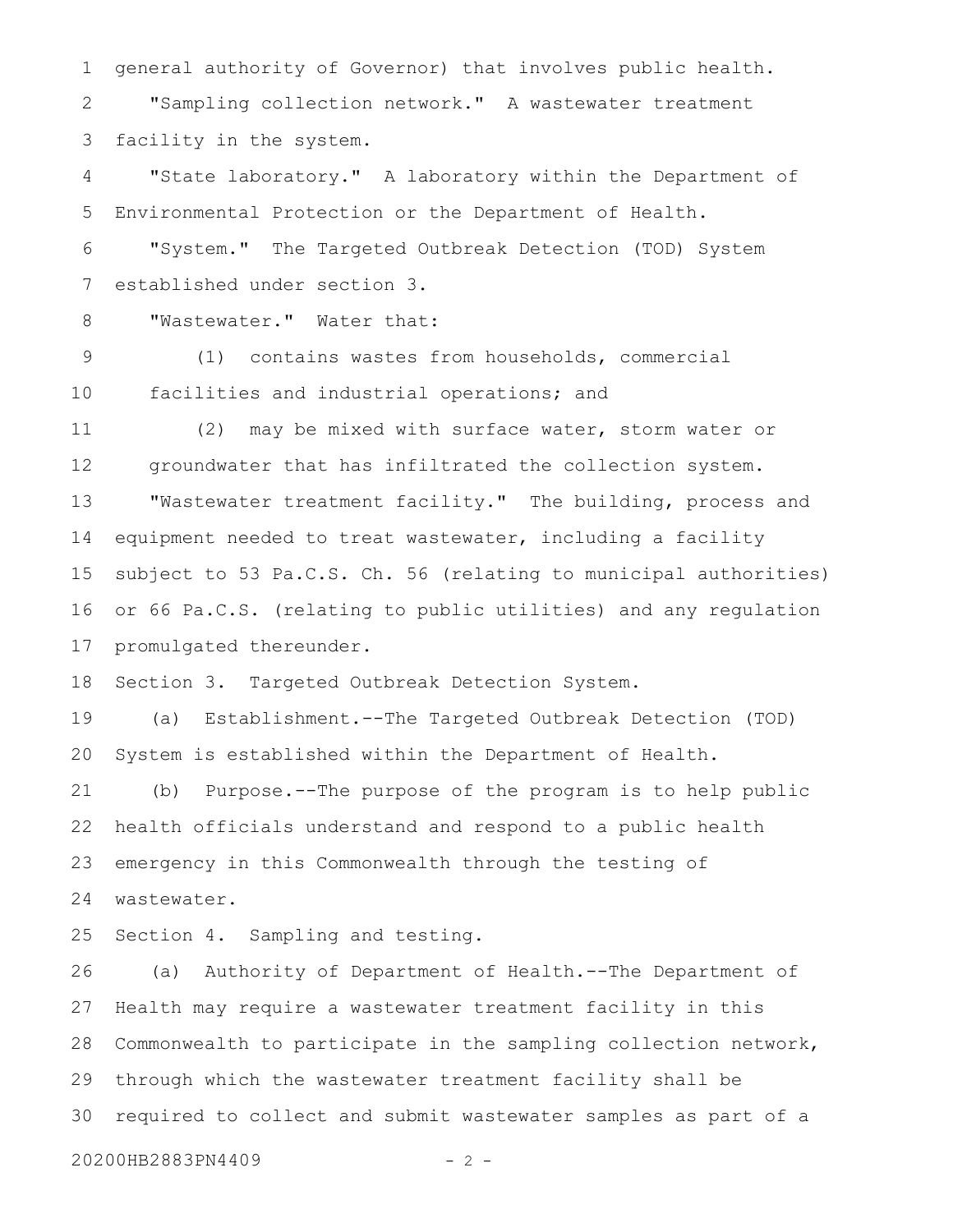general authority of Governor) that involves public health.

"Sampling collection network." A wastewater treatment facility in the system.

"State laboratory." A laboratory within the Department of Environmental Protection or the Department of Health.

"System." The Targeted Outbreak Detection (TOD) System established under section 3.

"Wastewater." Water that:

(1) contains wastes from households, commercial facilities and industrial operations; and

(2) may be mixed with surface water, storm water or groundwater that has infiltrated the collection system.

"Wastewater treatment facility." The building, process and equipment needed to treat wastewater, including a facility subject to 53 Pa.C.S. Ch. 56 (relating to municipal authorities) or 66 Pa.C.S. (relating to public utilities) and any regulation promulgated thereunder.

Section 3. Targeted Outbreak Detection System.

(a) Establishment.--The Targeted Outbreak Detection (TOD) System is established within the Department of Health.

(b) Purpose.--The purpose of the program is to help public health officials understand and respond to a public health emergency in this Commonwealth through the testing of wastewater.

Section 4. Sampling and testing.

(a) Authority of Department of Health.--The Department of Health may require a wastewater treatment facility in this Commonwealth to participate in the sampling collection network, through which the wastewater treatment facility shall be required to collect and submit wastewater samples as part of a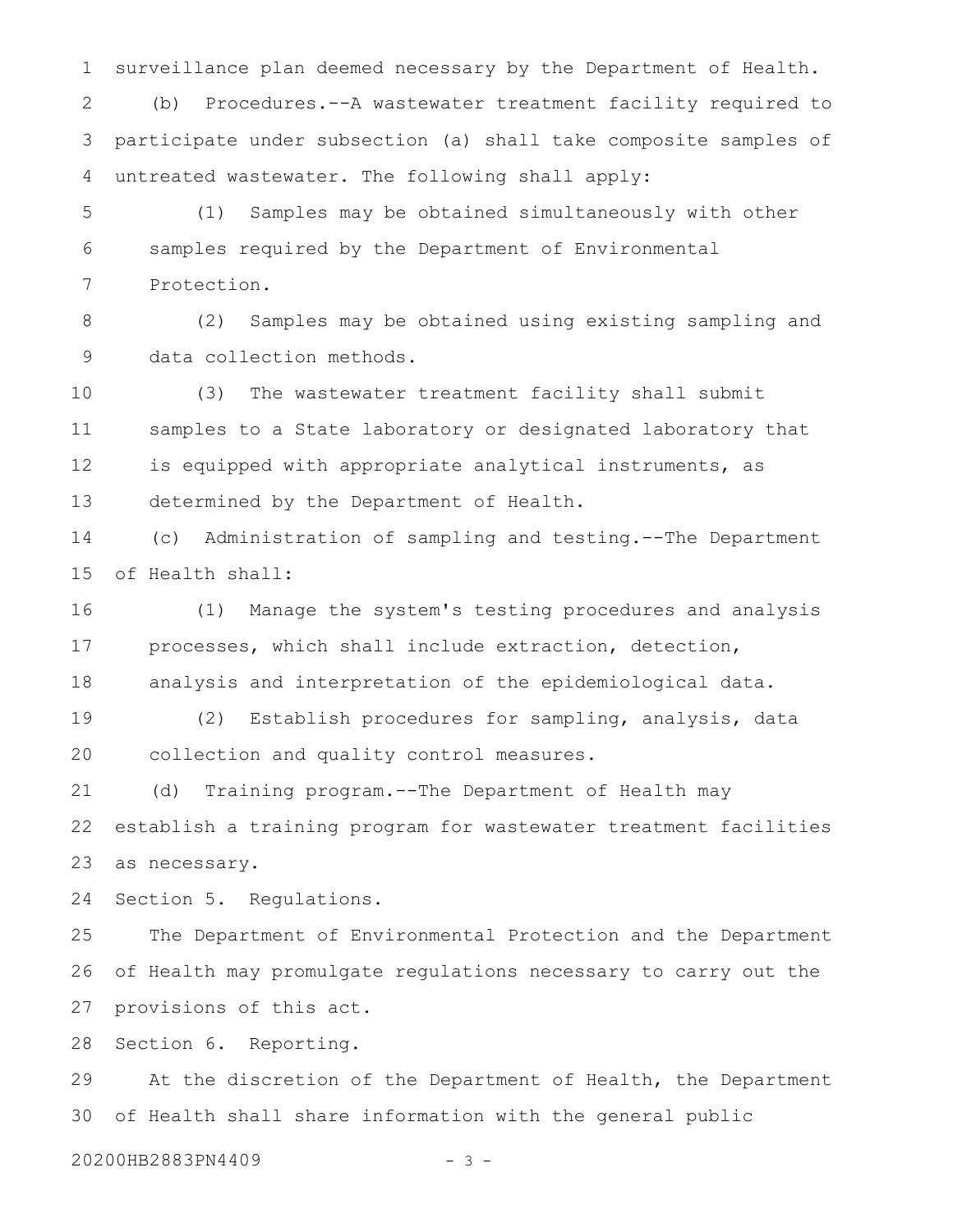surveillance plan deemed necessary by the Department of Health.

(b) Procedures.--A wastewater treatment facility required to participate under subsection (a) shall take composite samples of untreated wastewater. The following shall apply:

(1) Samples may be obtained simultaneously with other samples required by the Department of Environmental Protection.

(2) Samples may be obtained using existing sampling and data collection methods.

(3) The wastewater treatment facility shall submit samples to a State laboratory or designated laboratory that is equipped with appropriate analytical instruments, as determined by the Department of Health.

(c) Administration of sampling and testing.--The Department of Health shall:

(1) Manage the system's testing procedures and analysis processes, which shall include extraction, detection, analysis and interpretation of the epidemiological data.

(2) Establish procedures for sampling, analysis, data collection and quality control measures.

(d) Training program.--The Department of Health may establish a training program for wastewater treatment facilities as necessary.

Section 5. Regulations.

The Department of Environmental Protection and the Department of Health may promulgate regulations necessary to carry out the provisions of this act.

Section 6. Reporting.

At the discretion of the Department of Health, the Department of Health shall share information with the general public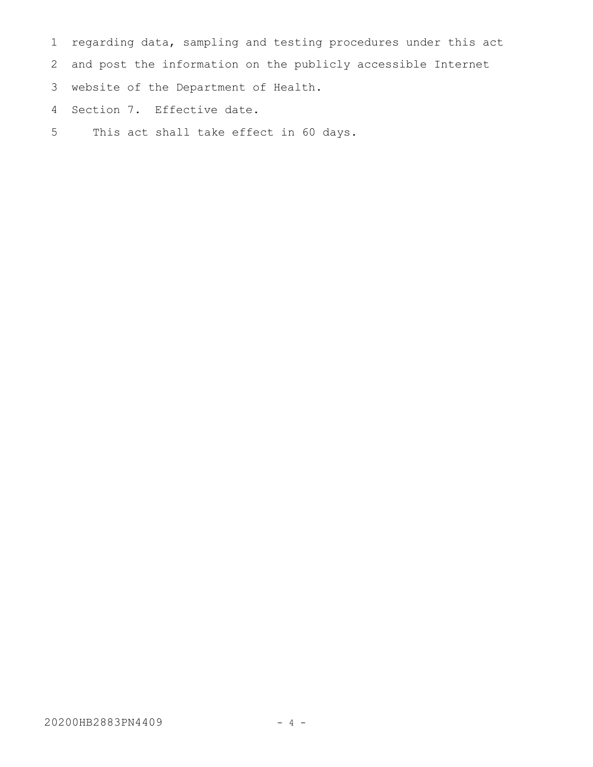regarding data, sampling and testing procedures under this act and post the information on the publicly accessible Internet website of the Department of Health.

Section 7. Effective date.

This act shall take effect in 60 days.